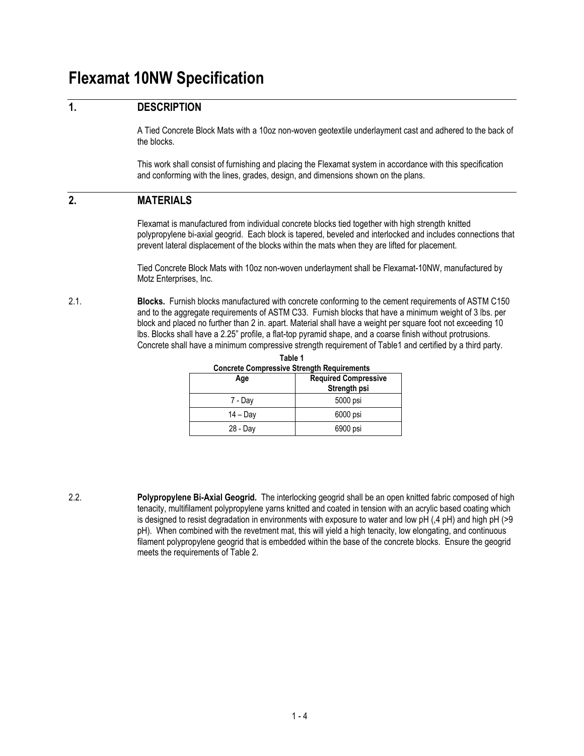# Flexamat 10NW Specification

## 1. DESCRIPTION

A Tied Concrete Block Mats with a 10oz non-woven geotextile underlayment cast and adhered to the back of the blocks.

This work shall consist of furnishing and placing the Flexamat system in accordance with this specification and conforming with the lines, grades, design, and dimensions shown on the plans.

## 2. MATERIALS

Flexamat is manufactured from individual concrete blocks tied together with high strength knitted polypropylene bi-axial geogrid. Each block is tapered, beveled and interlocked and includes connections that prevent lateral displacement of the blocks within the mats when they are lifted for placement.

Tied Concrete Block Mats with 10oz non-woven underlayment shall be Flexamat-10NW, manufactured by Motz Enterprises, Inc.

2.1. **Blocks.** Furnish blocks manufactured with concrete conforming to the cement requirements of ASTM C150 and to the aggregate requirements of ASTM C33. Furnish blocks that have a minimum weight of 3 lbs. per block and placed no further than 2 in. apart. Material shall have a weight per square foot not exceeding 10 lbs. Blocks shall have a 2.25" profile, a flat-top pyramid shape, and a coarse finish without protrusions. Concrete shall have a minimum compressive strength requirement of Table1 and certified by a third party.

**Table 1**
**Concrete Compressive Strength Requirements**

| Age | Required Compressive Strength psi |
|---|---|
| 7 - Day | 5000 psi |
| 14 – Day | 6000 psi |
| 28 - Day | 6900 psi |

2.2. **Polypropylene Bi-Axial Geogrid.** The interlocking geogrid shall be an open knitted fabric composed of high tenacity, multifilament polypropylene yarns knitted and coated in tension with an acrylic based coating which is designed to resist degradation in environments with exposure to water and low pH (,4 pH) and high pH (>9 pH). When combined with the revetment mat, this will yield a high tenacity, low elongating, and continuous filament polypropylene geogrid that is embedded within the base of the concrete blocks. Ensure the geogrid meets the requirements of Table 2.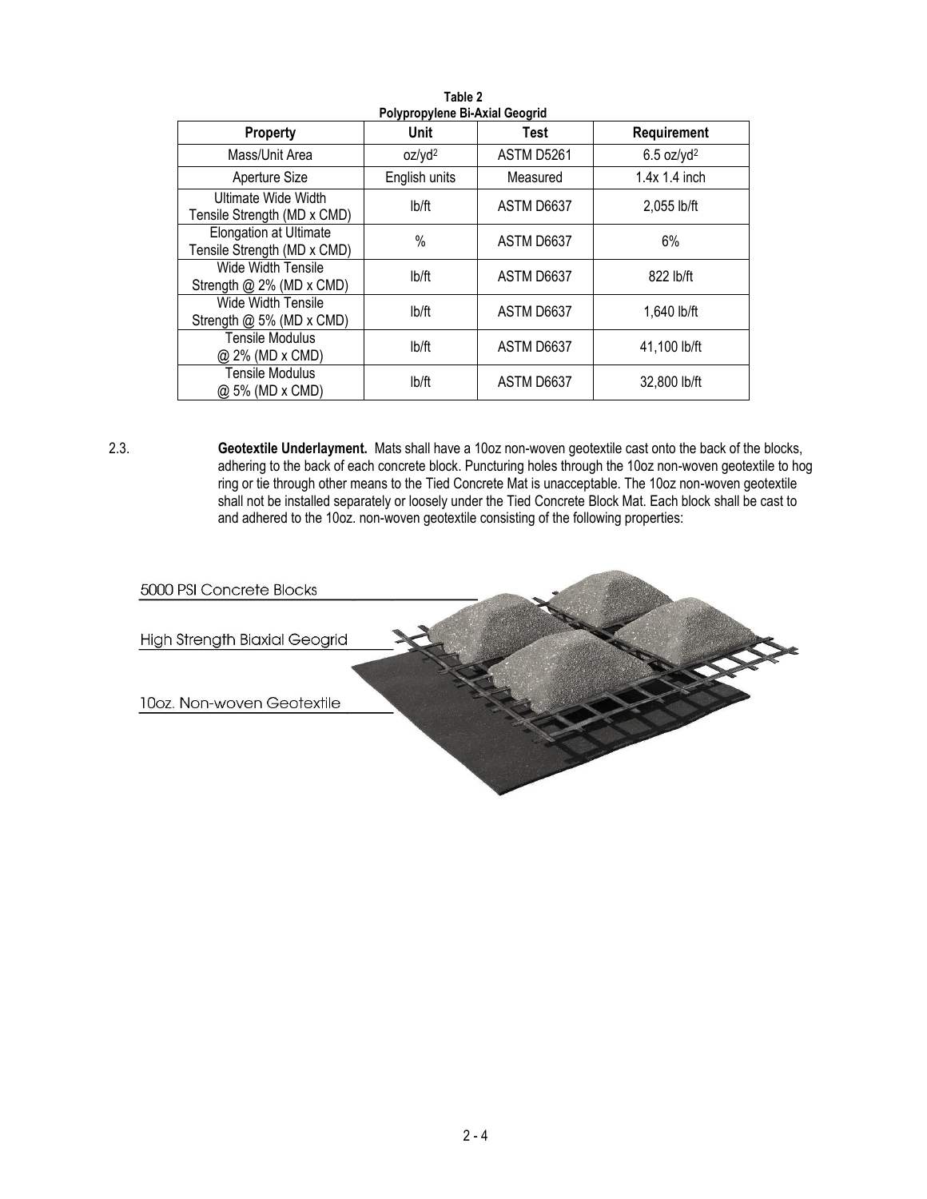**Table 2**
**Polypropylene Bi-Axial Geogrid**

| Property | Unit | Test | Requirement |
|---|---|---|---|
| Mass/Unit Area | $oz/yd^2$ | ASTM D5261 | 6.5 $oz/yd^2$ |
| Aperture Size | English units | Measured | 1.4x 1.4 inch |
| Ultimate Wide Width Tensile Strength (MD x CMD) | lb/ft | ASTM D6637 | 2,055 lb/ft |
| Elongation at Ultimate Tensile Strength (MD x CMD) | % | ASTM D6637 | 6% |
| Wide Width Tensile Strength @ 2% (MD x CMD) | lb/ft | ASTM D6637 | 822 lb/ft |
| Wide Width Tensile Strength @ 5% (MD x CMD) | lb/ft | ASTM D6637 | 1,640 lb/ft |
| Tensile Modulus @ 2% (MD x CMD) | lb/ft | ASTM D6637 | 41,100 lb/ft |
| Tensile Modulus @ 5% (MD x CMD) | lb/ft | ASTM D6637 | 32,800 lb/ft |

2.3. **Geotextile Underlayment.** Mats shall have a 10oz non-woven geotextile cast onto the back of the blocks, adhering to the back of each concrete block. Puncturing holes through the 10oz non-woven geotextile to hog ring or tie through other means to the Tied Concrete Mat is unacceptable. The 10oz non-woven geotextile shall not be installed separately or loosely under the Tied Concrete Block Mat. Each block shall be cast to and adhered to the 10oz. non-woven geotextile consisting of the following properties:

5000 PSI Concrete Blocks

High Strength Biaxial Geogrid

10oz. Non-woven Geotextile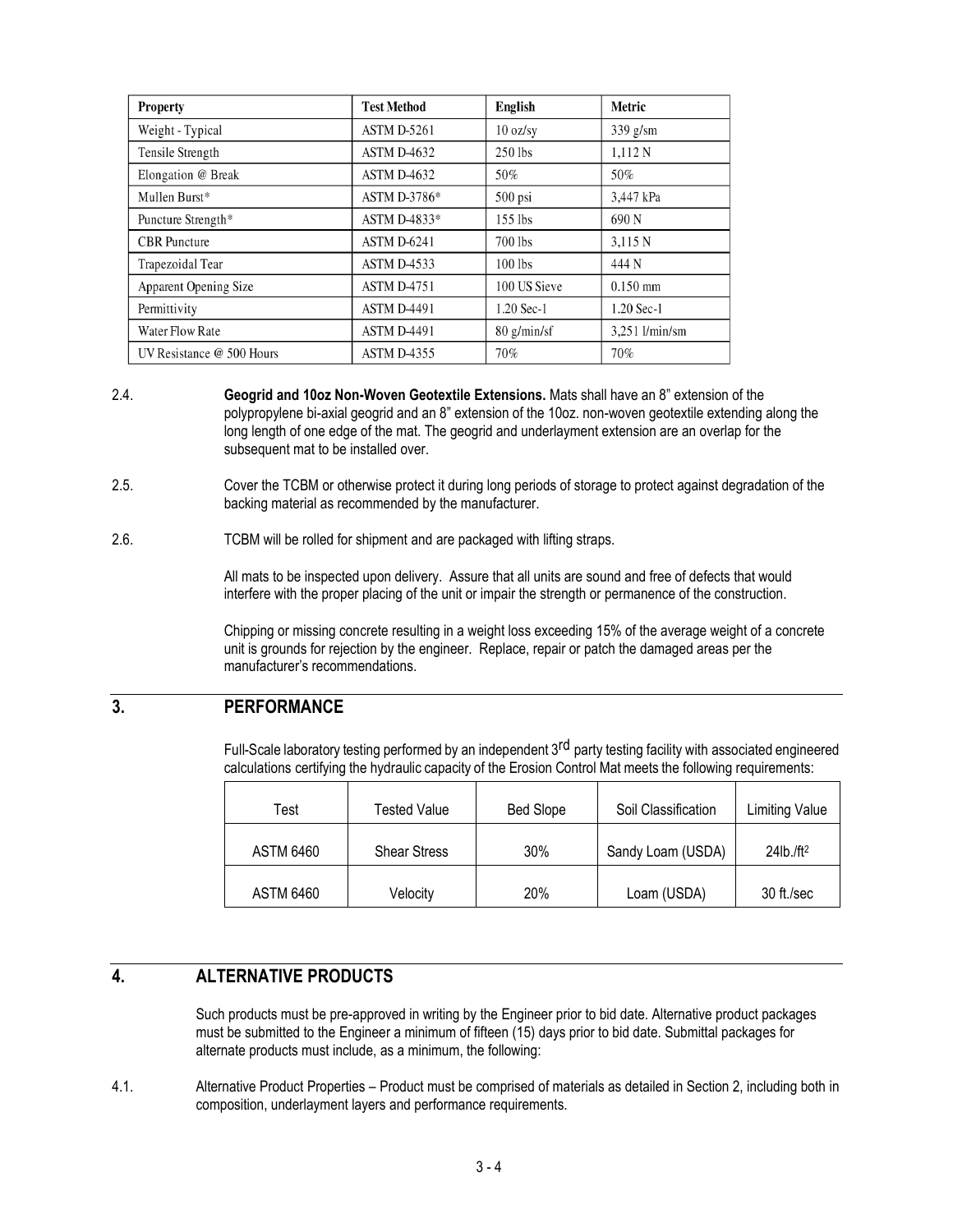| Property | Test Method | English | Metric |
| --- | --- | --- | --- |
| Weight - Typical | ASTM D-5261 | 10 oz/sy | 339 g/sm |
| Tensile Strength | ASTM D-4632 | 250 lbs | 1,112 N |
| Elongation @ Break | ASTM D-4632 | 50% | 50% |
| Mullen Burst* | ASTM D-3786* | 500 psi | 3,447 kPa |
| Puncture Strength* | ASTM D-4833* | 155 lbs | 690 N |
| CBR Puncture | ASTM D-6241 | 700 lbs | 3,115 N |
| Trapezoidal Tear | ASTM D-4533 | 100 lbs | 444 N |
| Apparent Opening Size | ASTM D-4751 | 100 US Sieve | 0.150 mm |
| Permittivity | ASTM D-4491 | 1.20 Sec-1 | 1.20 Sec-1 |
| Water Flow Rate | ASTM D-4491 | 80 g/min/sf | 3,251 l/min/sm |
| UV Resistance @ 500 Hours | ASTM D-4355 | 70% | 70% |

2.4. **Geogrid and 10oz Non-Woven Geotextile Extensions.** Mats shall have an 8" extension of the polypropylene bi-axial geogrid and an 8" extension of the 10oz. non-woven geotextile extending along the long length of one edge of the mat. The geogrid and underlayment extension are an overlap for the subsequent mat to be installed over.

2.5. Cover the TCBM or otherwise protect it during long periods of storage to protect against degradation of the backing material as recommended by the manufacturer.

2.6. TCBM will be rolled for shipment and are packaged with lifting straps.

All mats to be inspected upon delivery. Assure that all units are sound and free of defects that would interfere with the proper placing of the unit or impair the strength or permanence of the construction.

Chipping or missing concrete resulting in a weight loss exceeding 15% of the average weight of a concrete unit is grounds for rejection by the engineer. Replace, repair or patch the damaged areas per the manufacturer's recommendations.

## 3. PERFORMANCE

Full-Scale laboratory testing performed by an independent 3rd party testing facility with associated engineered calculations certifying the hydraulic capacity of the Erosion Control Mat meets the following requirements:

| Test | Tested Value | Bed Slope | Soil Classification | Limiting Value |
| --- | --- | --- | --- | --- |
| ASTM 6460 | Shear Stress | 30% | Sandy Loam (USDA) | 24lb./ft$^2$ |
| ASTM 6460 | Velocity | 20% | Loam (USDA) | 30 ft./sec |

## 4. ALTERNATIVE PRODUCTS

Such products must be pre-approved in writing by the Engineer prior to bid date. Alternative product packages must be submitted to the Engineer a minimum of fifteen (15) days prior to bid date. Submittal packages for alternate products must include, as a minimum, the following:

4.1. Alternative Product Properties – Product must be comprised of materials as detailed in Section 2, including both in composition, underlayment layers and performance requirements.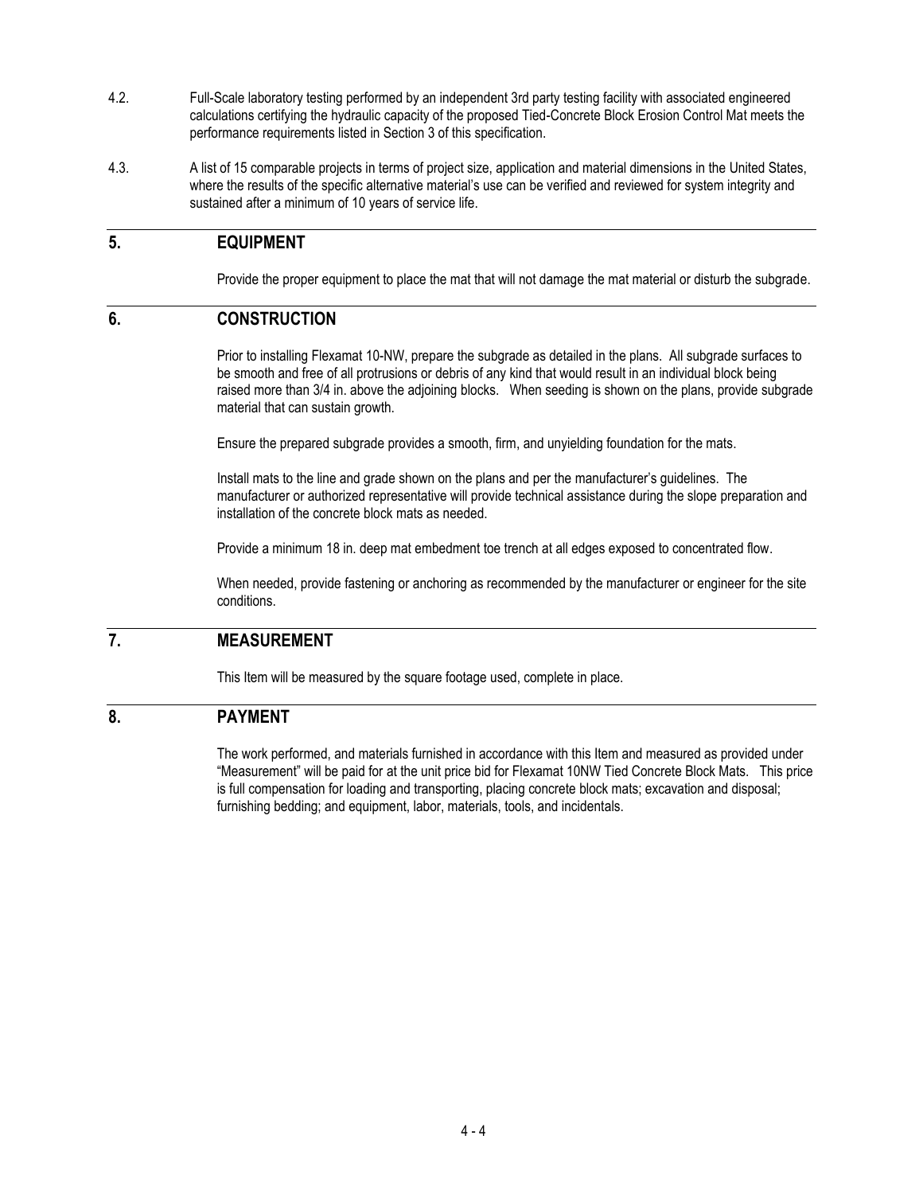4.2. Full-Scale laboratory testing performed by an independent 3rd party testing facility with associated engineered calculations certifying the hydraulic capacity of the proposed Tied-Concrete Block Erosion Control Mat meets the performance requirements listed in Section 3 of this specification.

4.3. A list of 15 comparable projects in terms of project size, application and material dimensions in the United States, where the results of the specific alternative material's use can be verified and reviewed for system integrity and sustained after a minimum of 10 years of service life.

## 5. EQUIPMENT

Provide the proper equipment to place the mat that will not damage the mat material or disturb the subgrade.

## 6. CONSTRUCTION

Prior to installing Flexamat 10-NW, prepare the subgrade as detailed in the plans. All subgrade surfaces to be smooth and free of all protrusions or debris of any kind that would result in an individual block being raised more than 3/4 in. above the adjoining blocks. When seeding is shown on the plans, provide subgrade material that can sustain growth.

Ensure the prepared subgrade provides a smooth, firm, and unyielding foundation for the mats.

Install mats to the line and grade shown on the plans and per the manufacturer's guidelines. The manufacturer or authorized representative will provide technical assistance during the slope preparation and installation of the concrete block mats as needed.

Provide a minimum 18 in. deep mat embedment toe trench at all edges exposed to concentrated flow.

When needed, provide fastening or anchoring as recommended by the manufacturer or engineer for the site conditions.

## 7. MEASUREMENT

This Item will be measured by the square footage used, complete in place.

## 8. PAYMENT

The work performed, and materials furnished in accordance with this Item and measured as provided under "Measurement" will be paid for at the unit price bid for Flexamat 10NW Tied Concrete Block Mats. This price is full compensation for loading and transporting, placing concrete block mats; excavation and disposal; furnishing bedding; and equipment, labor, materials, tools, and incidentals.